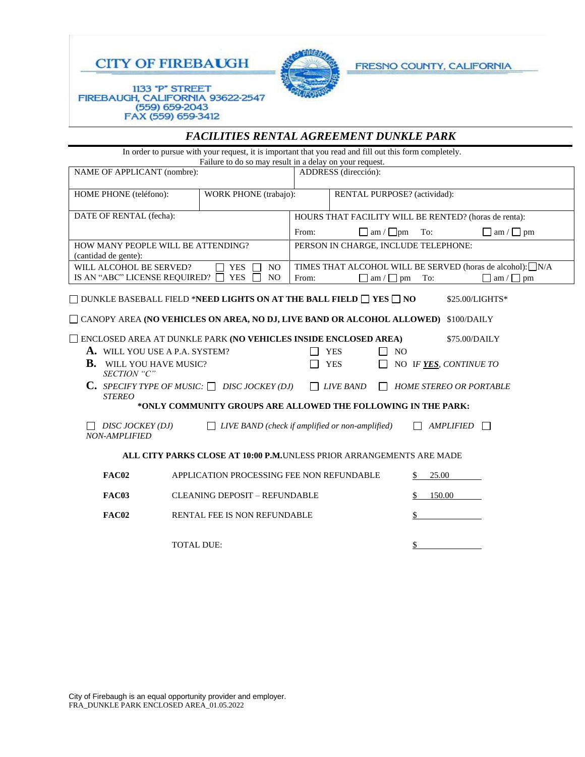CITY OF FIREBAUGH

1133 "P" STREET
FIREBAUGH, CALIFORNIA 93622-2547
(559) 659-2043
FAX (559) 659-3412

FRESNO COUNTY, CALIFORNIA

# *FACILITIES RENTAL AGREEMENT DUNKLE PARK*

In order to pursue with your request, it is important that you read and fill out this form completely.
Failure to do so may result in a delay on your request.

| | | |
|---|---|---|
| NAME OF APPLICANT (nombre): | | ADDRESS (dirección): |
| HOME PHONE (teléfono): | WORK PHONE (trabajo): | RENTAL PURPOSE? (actividad): |
| DATE OF RENTAL (fecha): | | HOURS THAT FACILITY WILL BE RENTED? (horas de renta): From: ☐ am / ☐ pm To: ☐ am / ☐ pm |
| HOW MANY PEOPLE WILL BE ATTENDING? (cantidad de gente): | | PERSON IN CHARGE, INCLUDE TELEPHONE: |
| WILL ALCOHOL BE SERVED? ☐ YES ☐ NO<br>IS AN "ABC" LICENSE REQUIRED? ☐ YES ☐ NO | | TIMES THAT ALCOHOL WILL BE SERVED (horas de alcohol): ☐ N/A<br>From: ☐ am / ☐ pm To: ☐ am / ☐ pm |

☐ DUNKLE BASEBALL FIELD ***NEED LIGHTS ON AT THE BALL FIELD** ☐ **YES** ☐ **NO** $25.00/LIGHTS*

☐ CANOPY AREA **(NO VEHICLES ON AREA, NO DJ, LIVE BAND OR ALCOHOL ALLOWED)** $100/DAILY

☐ ENCLOSED AREA AT DUNKLE PARK **(NO VEHICLES INSIDE ENCLOSED AREA)** $75.00/DAILY

**A.** WILL YOU USE A P.A. SYSTEM? ☐ YES ☐ NO

**B.** WILL YOU HAVE MUSIC? ☐ YES ☐ NO *IF **YES**, CONTINUE TO SECTION "C"*

**C.** *SPECIFY TYPE OF MUSIC:* ☐ *DISC JOCKEY (DJ)* ☐ *LIVE BAND* ☐ *HOME STEREO OR PORTABLE STEREO*

***ONLY COMMUNITY GROUPS ARE ALLOWED THE FOLLOWING IN THE PARK:**

☐ *DISC JOCKEY (DJ)* ☐ *LIVE BAND (check if amplified or non-amplified)* ☐ *AMPLIFIED* ☐ *NON-AMPLIFIED*

**ALL CITY PARKS CLOSE AT 10:00 P.M.** UNLESS PRIOR ARRANGEMENTS ARE MADE

| | | |
|---|---|---|
| **FAC02** | APPLICATION PROCESSING FEE NON REFUNDABLE | $ 25.00 |
| **FAC03** | CLEANING DEPOSIT – REFUNDABLE | $ 150.00 |
| **FAC02** | RENTAL FEE IS NON REFUNDABLE | $ |
| | TOTAL DUE: | $ |

City of Firebaugh is an equal opportunity provider and employer.
FRA_DUNKLE PARK ENCLOSED AREA_01.05.2022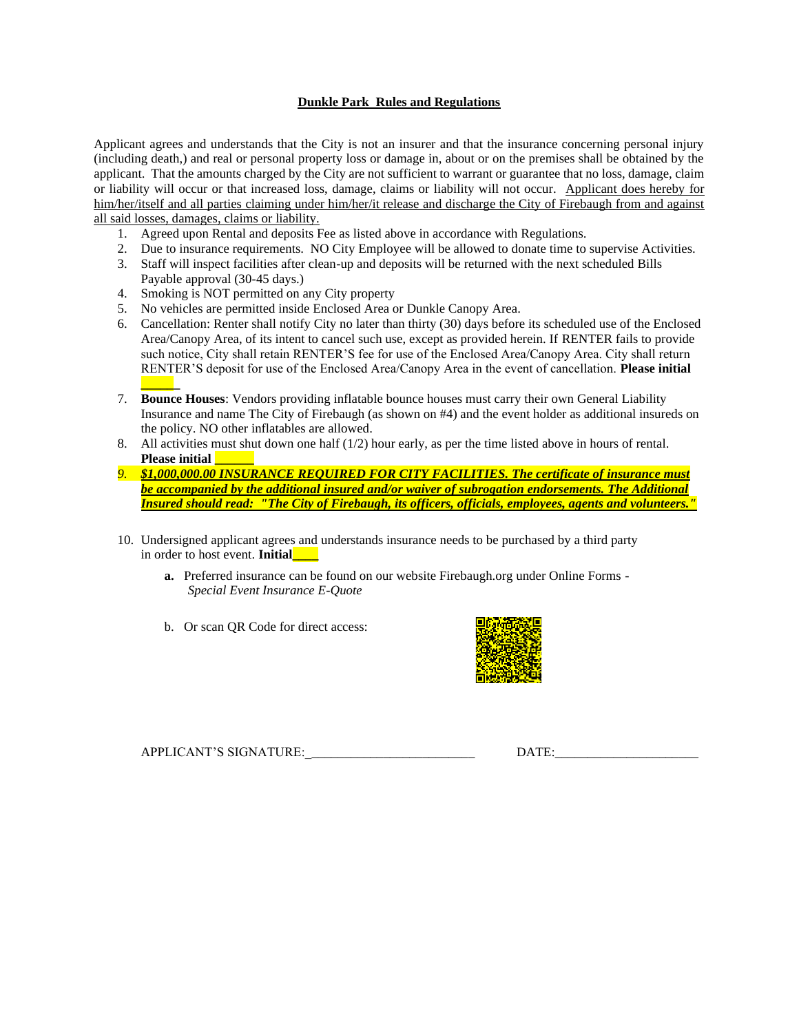## Dunkle Park Rules and Regulations

Applicant agrees and understands that the City is not an insurer and that the insurance concerning personal injury (including death,) and real or personal property loss or damage in, about or on the premises shall be obtained by the applicant. That the amounts charged by the City are not sufficient to warrant or guarantee that no loss, damage, claim or liability will occur or that increased loss, damage, claims or liability will not occur. Applicant does hereby for him/her/itself and all parties claiming under him/her/it release and discharge the City of Firebaugh from and against all said losses, damages, claims or liability.

1. Agreed upon Rental and deposits Fee as listed above in accordance with Regulations.
2. Due to insurance requirements. NO City Employee will be allowed to donate time to supervise Activities.
3. Staff will inspect facilities after clean-up and deposits will be returned with the next scheduled Bills Payable approval (30-45 days.)
4. Smoking is NOT permitted on any City property
5. No vehicles are permitted inside Enclosed Area or Dunkle Canopy Area.
6. Cancellation: Renter shall notify City no later than thirty (30) days before its scheduled use of the Enclosed Area/Canopy Area, of its intent to cancel such use, except as provided herein. If RENTER fails to provide such notice, City shall retain RENTER'S fee for use of the Enclosed Area/Canopy Area. City shall return RENTER'S deposit for use of the Enclosed Area/Canopy Area in the event of cancellation. **Please initial** ______
7. **Bounce Houses**: Vendors providing inflatable bounce houses must carry their own General Liability Insurance and name The City of Firebaugh (as shown on #4) and the event holder as additional insureds on the policy. NO other inflatables are allowed.
8. All activities must shut down one half (1/2) hour early, as per the time listed above in hours of rental. **Please initial** ______
9. ***$1,000,000.00 INSURANCE REQUIRED FOR CITY FACILITIES. The certificate of insurance must be accompanied by the additional insured and/or waiver of subrogation endorsements. The Additional Insured should read: "The City of Firebaugh, its officers, officials, employees, agents and volunteers."***
10. Undersigned applicant agrees and understands insurance needs to be purchased by a third party in order to host event. **Initial**____
    - **a.** Preferred insurance can be found on our website Firebaugh.org under Online Forms - *Special Event Insurance E-Quote*
    - b. Or scan QR Code for direct access:

APPLICANT'S SIGNATURE:_________________________ DATE:_____________________